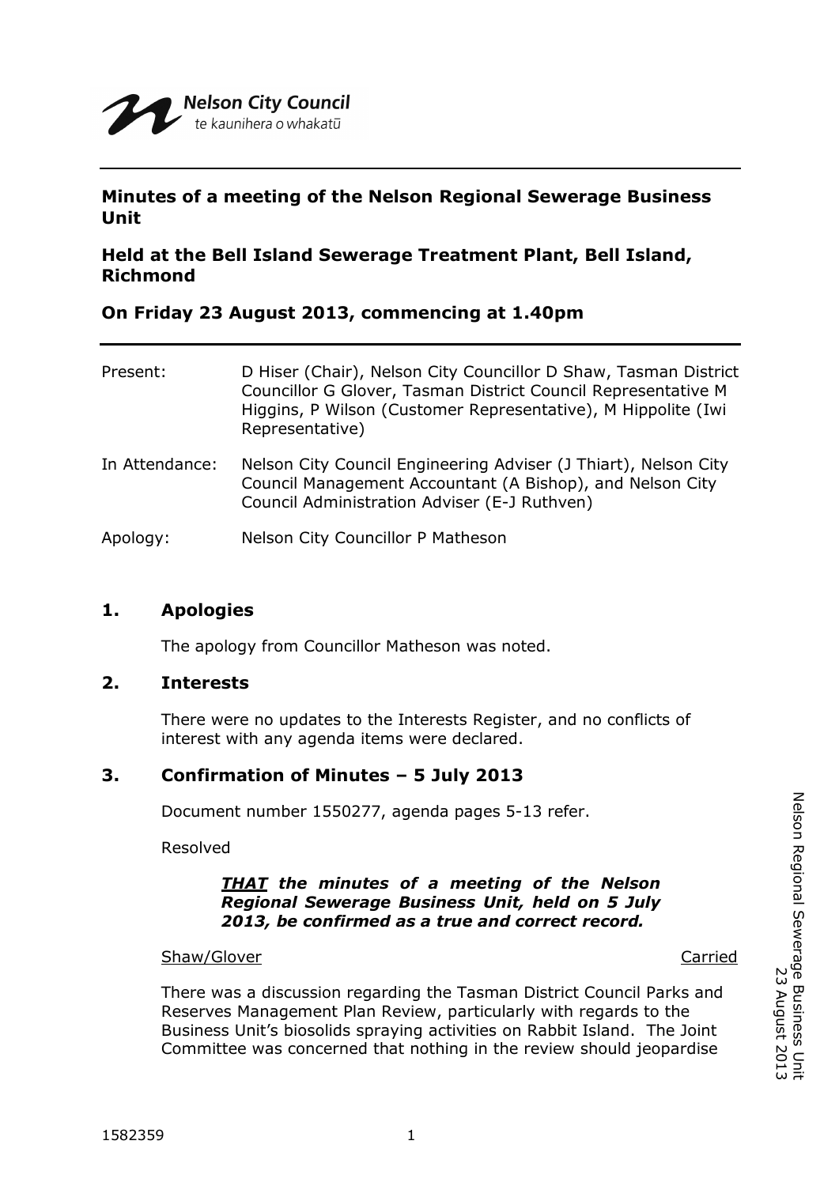Nelson City Council
te kaunihera o whakatū

**Minutes of a meeting of the Nelson Regional Sewerage Business Unit**

**Held at the Bell Island Sewerage Treatment Plant, Bell Island, Richmond**

**On Friday 23 August 2013, commencing at 1.40pm**

Present: D Hiser (Chair), Nelson City Councillor D Shaw, Tasman District Councillor G Glover, Tasman District Council Representative M Higgins, P Wilson (Customer Representative), M Hippolite (Iwi Representative)

In Attendance: Nelson City Council Engineering Adviser (J Thiart), Nelson City Council Management Accountant (A Bishop), and Nelson City Council Administration Adviser (E-J Ruthven)

Apology: Nelson City Councillor P Matheson

## 1. Apologies

The apology from Councillor Matheson was noted.

## 2. Interests

There were no updates to the Interests Register, and no conflicts of interest with any agenda items were declared.

## 3. Confirmation of Minutes – 5 July 2013

Document number 1550277, agenda pages 5-13 refer.

Resolved

> ***THAT** the minutes of a meeting of the Nelson Regional Sewerage Business Unit, held on 5 July 2013, be confirmed as a true and correct record.*

Shaw/Glover — Carried

There was a discussion regarding the Tasman District Council Parks and Reserves Management Plan Review, particularly with regards to the Business Unit's biosolids spraying activities on Rabbit Island. The Joint Committee was concerned that nothing in the review should jeopardise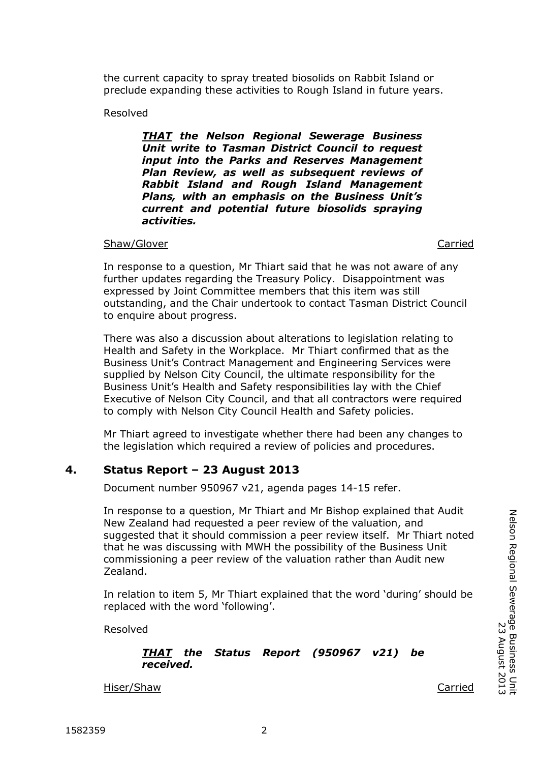the current capacity to spray treated biosolids on Rabbit Island or preclude expanding these activities to Rough Island in future years.

Resolved

***THAT** the Nelson Regional Sewerage Business Unit write to Tasman District Council to request input into the Parks and Reserves Management Plan Review, as well as subsequent reviews of Rabbit Island and Rough Island Management Plans, with an emphasis on the Business Unit's current and potential future biosolids spraying activities.*

Shaw/Glover — Carried

In response to a question, Mr Thiart said that he was not aware of any further updates regarding the Treasury Policy. Disappointment was expressed by Joint Committee members that this item was still outstanding, and the Chair undertook to contact Tasman District Council to enquire about progress.

There was also a discussion about alterations to legislation relating to Health and Safety in the Workplace. Mr Thiart confirmed that as the Business Unit's Contract Management and Engineering Services were supplied by Nelson City Council, the ultimate responsibility for the Business Unit's Health and Safety responsibilities lay with the Chief Executive of Nelson City Council, and that all contractors were required to comply with Nelson City Council Health and Safety policies.

Mr Thiart agreed to investigate whether there had been any changes to the legislation which required a review of policies and procedures.

## 4. Status Report – 23 August 2013

Document number 950967 v21, agenda pages 14-15 refer.

In response to a question, Mr Thiart and Mr Bishop explained that Audit New Zealand had requested a peer review of the valuation, and suggested that it should commission a peer review itself. Mr Thiart noted that he was discussing with MWH the possibility of the Business Unit commissioning a peer review of the valuation rather than Audit new Zealand.

In relation to item 5, Mr Thiart explained that the word 'during' should be replaced with the word 'following'.

Resolved

***THAT** the Status Report (950967 v21) be received.*

Hiser/Shaw — Carried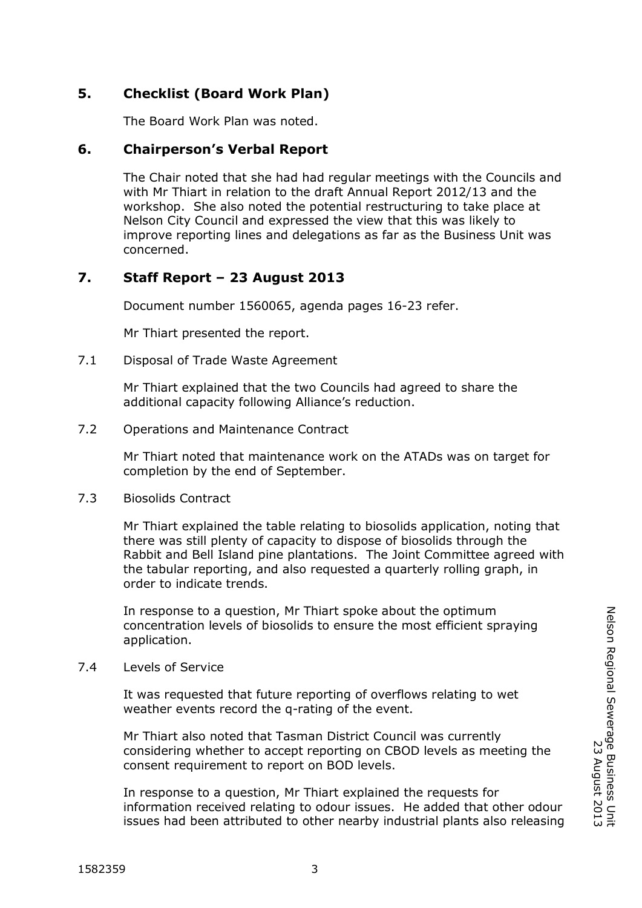## 5. Checklist (Board Work Plan)

The Board Work Plan was noted.

## 6. Chairperson's Verbal Report

The Chair noted that she had had regular meetings with the Councils and with Mr Thiart in relation to the draft Annual Report 2012/13 and the workshop. She also noted the potential restructuring to take place at Nelson City Council and expressed the view that this was likely to improve reporting lines and delegations as far as the Business Unit was concerned.

## 7. Staff Report – 23 August 2013

Document number 1560065, agenda pages 16-23 refer.

Mr Thiart presented the report.

7.1 Disposal of Trade Waste Agreement

Mr Thiart explained that the two Councils had agreed to share the additional capacity following Alliance's reduction.

7.2 Operations and Maintenance Contract

Mr Thiart noted that maintenance work on the ATADs was on target for completion by the end of September.

7.3 Biosolids Contract

Mr Thiart explained the table relating to biosolids application, noting that there was still plenty of capacity to dispose of biosolids through the Rabbit and Bell Island pine plantations. The Joint Committee agreed with the tabular reporting, and also requested a quarterly rolling graph, in order to indicate trends.

In response to a question, Mr Thiart spoke about the optimum concentration levels of biosolids to ensure the most efficient spraying application.

7.4 Levels of Service

It was requested that future reporting of overflows relating to wet weather events record the q-rating of the event.

Mr Thiart also noted that Tasman District Council was currently considering whether to accept reporting on CBOD levels as meeting the consent requirement to report on BOD levels.

In response to a question, Mr Thiart explained the requests for information received relating to odour issues. He added that other odour issues had been attributed to other nearby industrial plants also releasing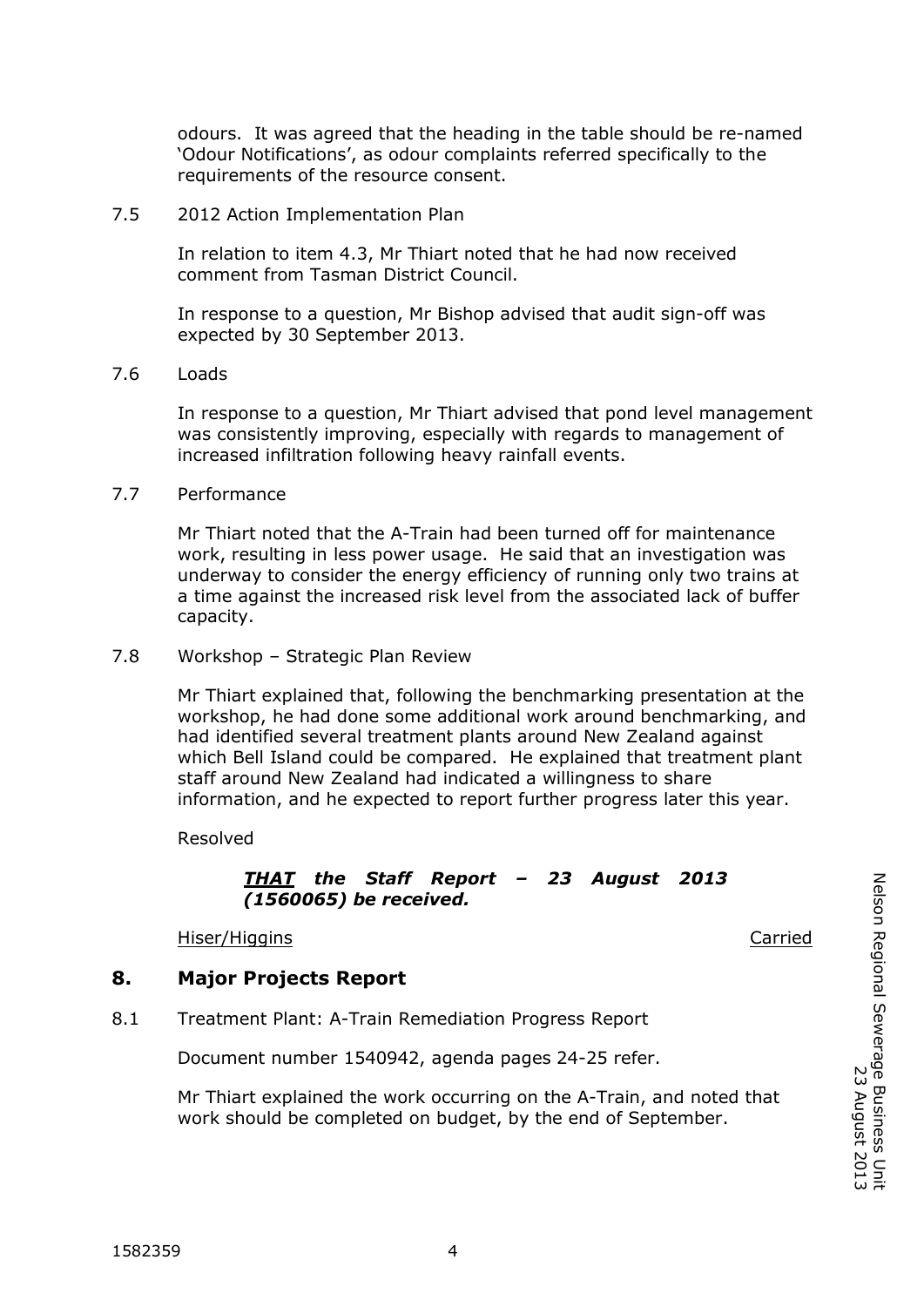odours. It was agreed that the heading in the table should be re-named 'Odour Notifications', as odour complaints referred specifically to the requirements of the resource consent.

7.5 2012 Action Implementation Plan

In relation to item 4.3, Mr Thiart noted that he had now received comment from Tasman District Council.

In response to a question, Mr Bishop advised that audit sign-off was expected by 30 September 2013.

7.6 Loads

In response to a question, Mr Thiart advised that pond level management was consistently improving, especially with regards to management of increased infiltration following heavy rainfall events.

7.7 Performance

Mr Thiart noted that the A-Train had been turned off for maintenance work, resulting in less power usage. He said that an investigation was underway to consider the energy efficiency of running only two trains at a time against the increased risk level from the associated lack of buffer capacity.

7.8 Workshop – Strategic Plan Review

Mr Thiart explained that, following the benchmarking presentation at the workshop, he had done some additional work around benchmarking, and had identified several treatment plants around New Zealand against which Bell Island could be compared. He explained that treatment plant staff around New Zealand had indicated a willingness to share information, and he expected to report further progress later this year.

Resolved

> ***THAT the Staff Report – 23 August 2013 (1560065) be received.***

Hiser/Higgins — Carried

## 8. Major Projects Report

8.1 Treatment Plant: A-Train Remediation Progress Report

Document number 1540942, agenda pages 24-25 refer.

Mr Thiart explained the work occurring on the A-Train, and noted that work should be completed on budget, by the end of September.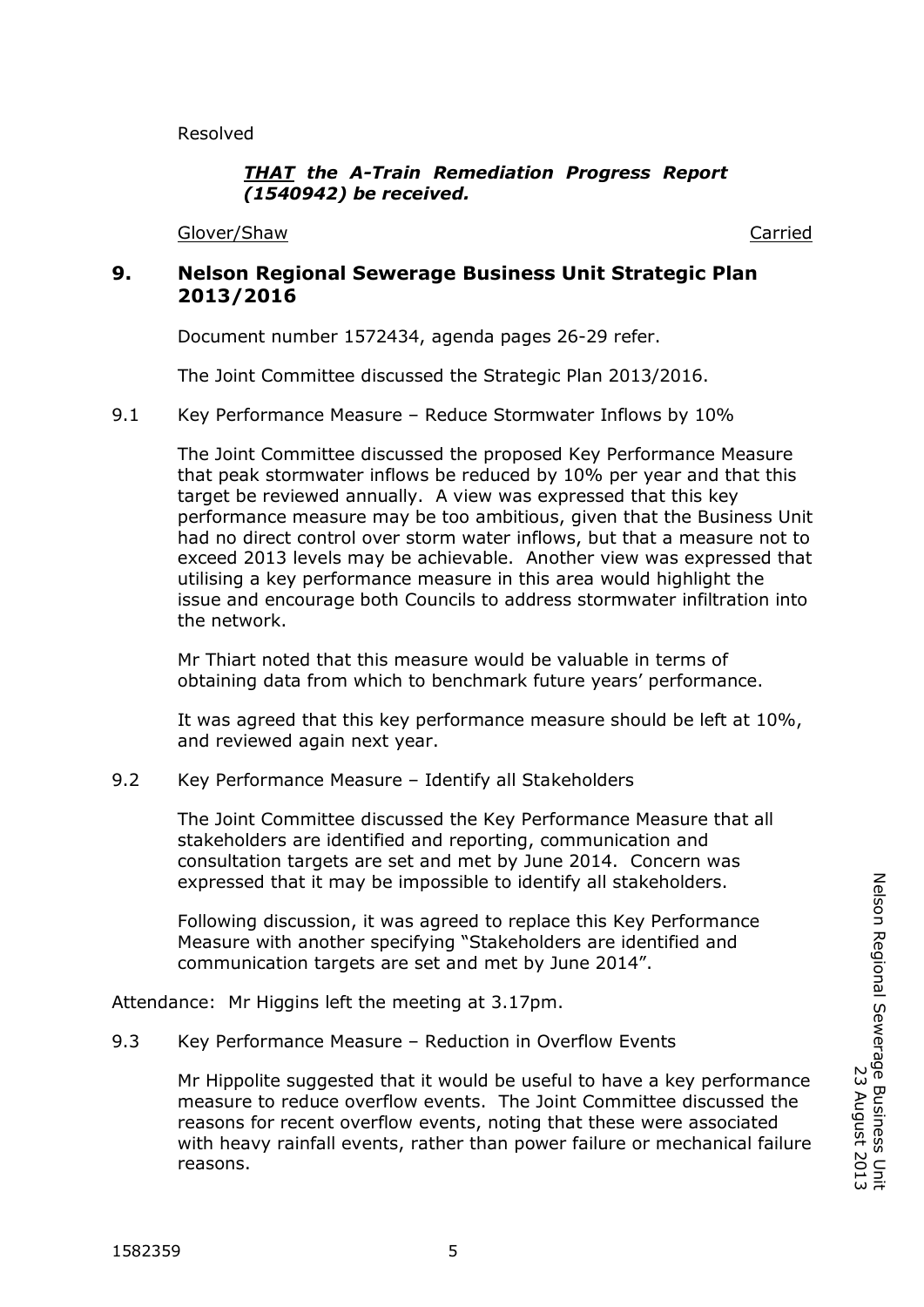Resolved

***THAT** the A-Train Remediation Progress Report (1540942) be received.*

Glover/Shaw Carried

## 9. Nelson Regional Sewerage Business Unit Strategic Plan 2013/2016

Document number 1572434, agenda pages 26-29 refer.

The Joint Committee discussed the Strategic Plan 2013/2016.

9.1 Key Performance Measure – Reduce Stormwater Inflows by 10%

The Joint Committee discussed the proposed Key Performance Measure that peak stormwater inflows be reduced by 10% per year and that this target be reviewed annually. A view was expressed that this key performance measure may be too ambitious, given that the Business Unit had no direct control over storm water inflows, but that a measure not to exceed 2013 levels may be achievable. Another view was expressed that utilising a key performance measure in this area would highlight the issue and encourage both Councils to address stormwater infiltration into the network.

Mr Thiart noted that this measure would be valuable in terms of obtaining data from which to benchmark future years' performance.

It was agreed that this key performance measure should be left at 10%, and reviewed again next year.

9.2 Key Performance Measure – Identify all Stakeholders

The Joint Committee discussed the Key Performance Measure that all stakeholders are identified and reporting, communication and consultation targets are set and met by June 2014. Concern was expressed that it may be impossible to identify all stakeholders.

Following discussion, it was agreed to replace this Key Performance Measure with another specifying "Stakeholders are identified and communication targets are set and met by June 2014".

Attendance: Mr Higgins left the meeting at 3.17pm.

9.3 Key Performance Measure – Reduction in Overflow Events

Mr Hippolite suggested that it would be useful to have a key performance measure to reduce overflow events. The Joint Committee discussed the reasons for recent overflow events, noting that these were associated with heavy rainfall events, rather than power failure or mechanical failure reasons.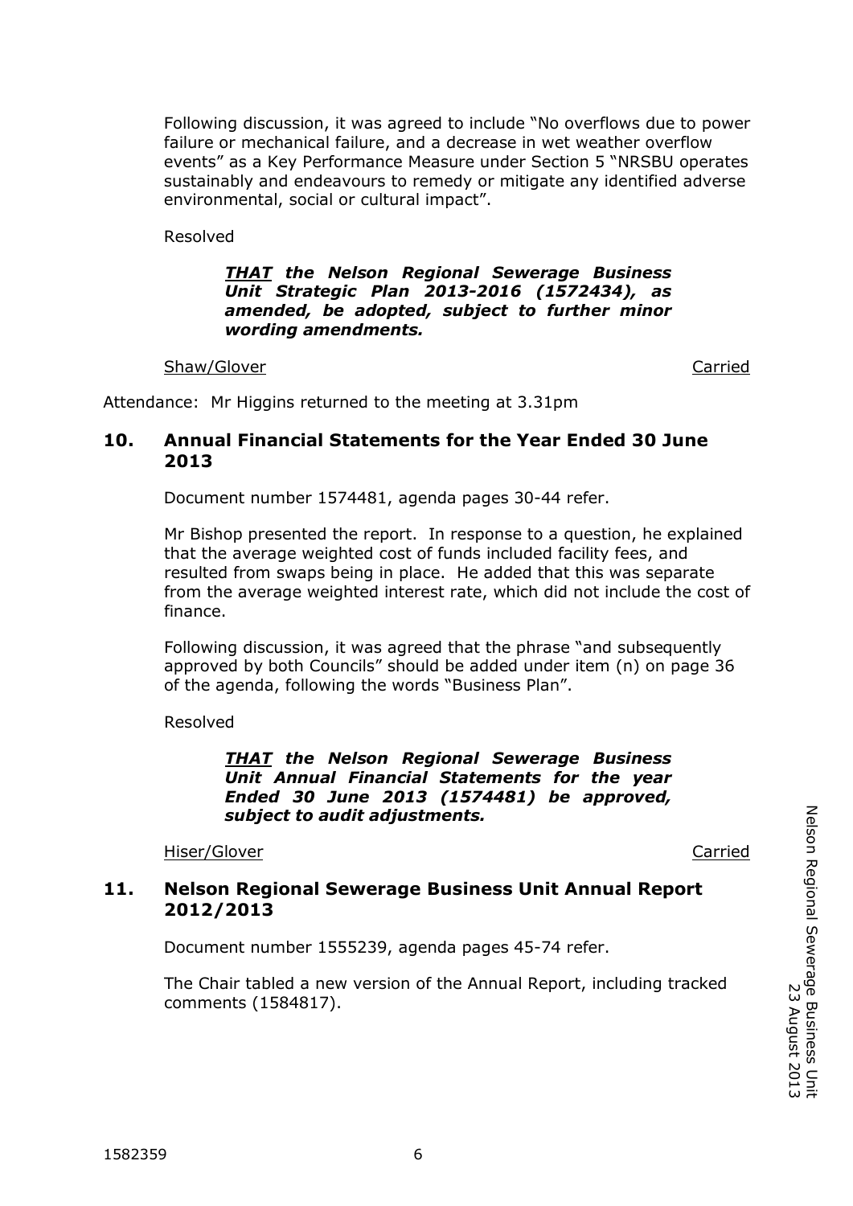Following discussion, it was agreed to include "No overflows due to power failure or mechanical failure, and a decrease in wet weather overflow events" as a Key Performance Measure under Section 5 "NRSBU operates sustainably and endeavours to remedy or mitigate any identified adverse environmental, social or cultural impact".

Resolved

***THAT the Nelson Regional Sewerage Business Unit Strategic Plan 2013-2016 (1572434), as amended, be adopted, subject to further minor wording amendments.***

Shaw/Glover — Carried

Attendance: Mr Higgins returned to the meeting at 3.31pm

## 10. Annual Financial Statements for the Year Ended 30 June 2013

Document number 1574481, agenda pages 30-44 refer.

Mr Bishop presented the report. In response to a question, he explained that the average weighted cost of funds included facility fees, and resulted from swaps being in place. He added that this was separate from the average weighted interest rate, which did not include the cost of finance.

Following discussion, it was agreed that the phrase "and subsequently approved by both Councils" should be added under item (n) on page 36 of the agenda, following the words "Business Plan".

Resolved

***THAT the Nelson Regional Sewerage Business Unit Annual Financial Statements for the year Ended 30 June 2013 (1574481) be approved, subject to audit adjustments.***

Hiser/Glover — Carried

## 11. Nelson Regional Sewerage Business Unit Annual Report 2012/2013

Document number 1555239, agenda pages 45-74 refer.

The Chair tabled a new version of the Annual Report, including tracked comments (1584817).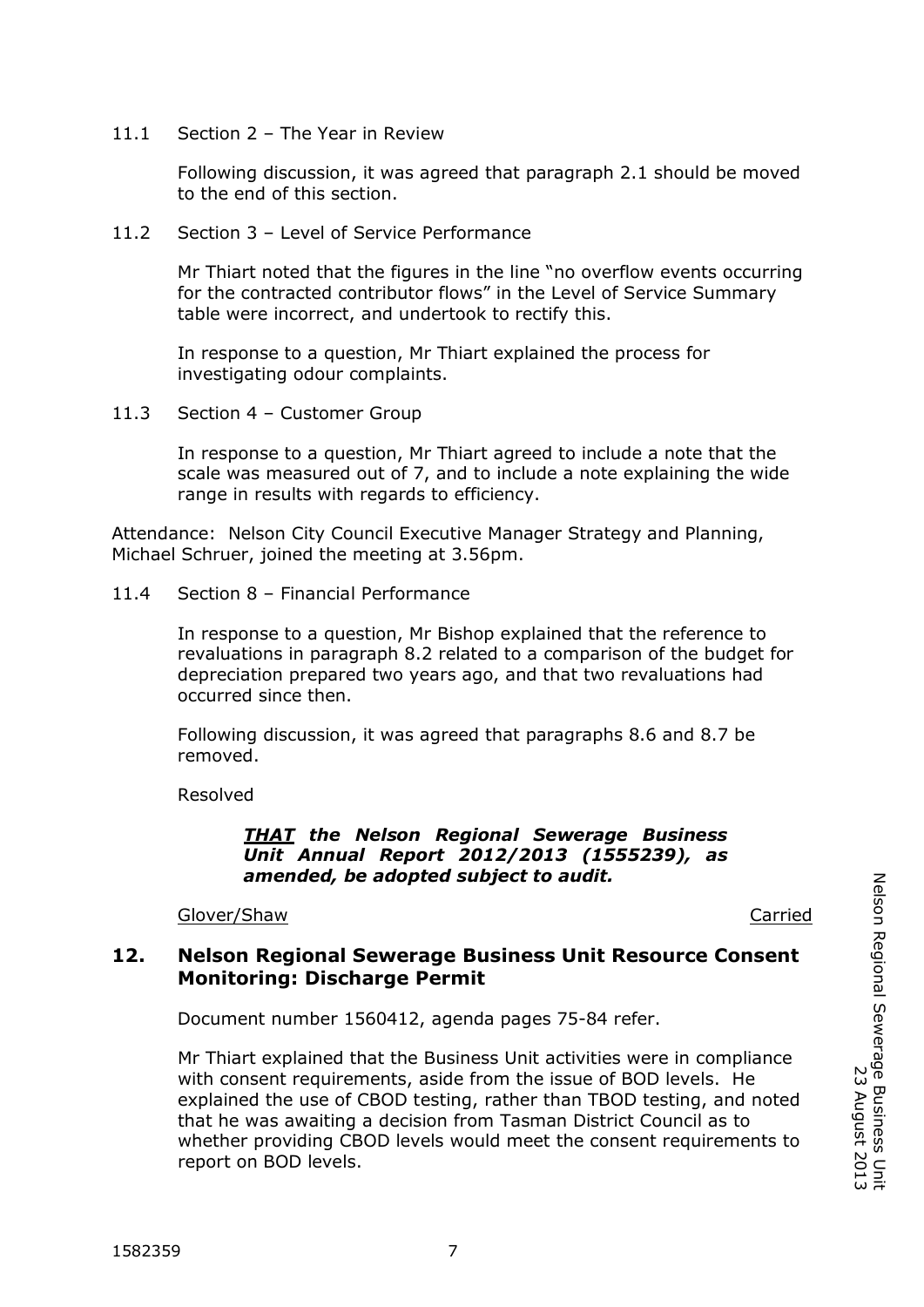11.1 Section 2 – The Year in Review

Following discussion, it was agreed that paragraph 2.1 should be moved to the end of this section.

11.2 Section 3 – Level of Service Performance

Mr Thiart noted that the figures in the line "no overflow events occurring for the contracted contributor flows" in the Level of Service Summary table were incorrect, and undertook to rectify this.

In response to a question, Mr Thiart explained the process for investigating odour complaints.

11.3 Section 4 – Customer Group

In response to a question, Mr Thiart agreed to include a note that the scale was measured out of 7, and to include a note explaining the wide range in results with regards to efficiency.

Attendance: Nelson City Council Executive Manager Strategy and Planning, Michael Schruer, joined the meeting at 3.56pm.

11.4 Section 8 – Financial Performance

In response to a question, Mr Bishop explained that the reference to revaluations in paragraph 8.2 related to a comparison of the budget for depreciation prepared two years ago, and that two revaluations had occurred since then.

Following discussion, it was agreed that paragraphs 8.6 and 8.7 be removed.

Resolved

***THAT** the Nelson Regional Sewerage Business Unit Annual Report 2012/2013 (1555239), as amended, be adopted subject to audit.*

Glover/Shaw Carried

## 12. Nelson Regional Sewerage Business Unit Resource Consent Monitoring: Discharge Permit

Document number 1560412, agenda pages 75-84 refer.

Mr Thiart explained that the Business Unit activities were in compliance with consent requirements, aside from the issue of BOD levels. He explained the use of CBOD testing, rather than TBOD testing, and noted that he was awaiting a decision from Tasman District Council as to whether providing CBOD levels would meet the consent requirements to report on BOD levels.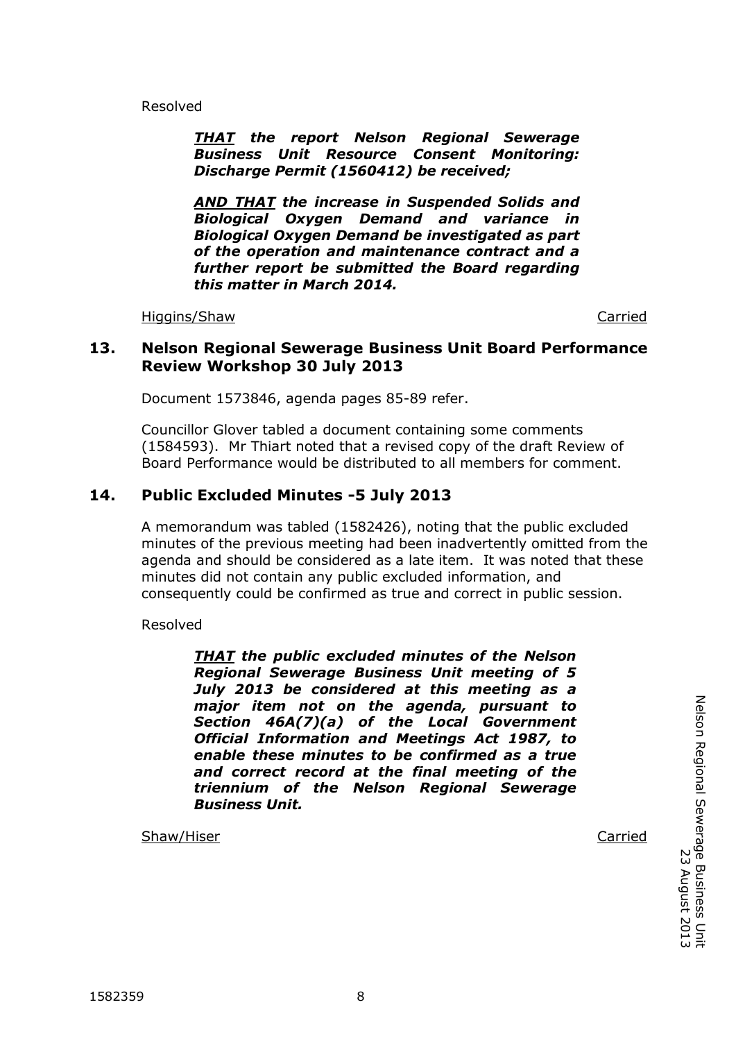Resolved

> ***<u>THAT</u> the report Nelson Regional Sewerage Business Unit Resource Consent Monitoring: Discharge Permit (1560412) be received;***
>
> ***<u>AND THAT</u> the increase in Suspended Solids and Biological Oxygen Demand and variance in Biological Oxygen Demand be investigated as part of the operation and maintenance contract and a further report be submitted the Board regarding this matter in March 2014.***

<u>Higgins/Shaw</u> <u>Carried</u>

## 13. Nelson Regional Sewerage Business Unit Board Performance Review Workshop 30 July 2013

Document 1573846, agenda pages 85-89 refer.

Councillor Glover tabled a document containing some comments (1584593). Mr Thiart noted that a revised copy of the draft Review of Board Performance would be distributed to all members for comment.

## 14. Public Excluded Minutes -5 July 2013

A memorandum was tabled (1582426), noting that the public excluded minutes of the previous meeting had been inadvertently omitted from the agenda and should be considered as a late item. It was noted that these minutes did not contain any public excluded information, and consequently could be confirmed as true and correct in public session.

Resolved

> ***<u>THAT</u> the public excluded minutes of the Nelson Regional Sewerage Business Unit meeting of 5 July 2013 be considered at this meeting as a major item not on the agenda, pursuant to Section 46A(7)(a) of the Local Government Official Information and Meetings Act 1987, to enable these minutes to be confirmed as a true and correct record at the final meeting of the triennium of the Nelson Regional Sewerage Business Unit.***

<u>Shaw/Hiser</u> <u>Carried</u>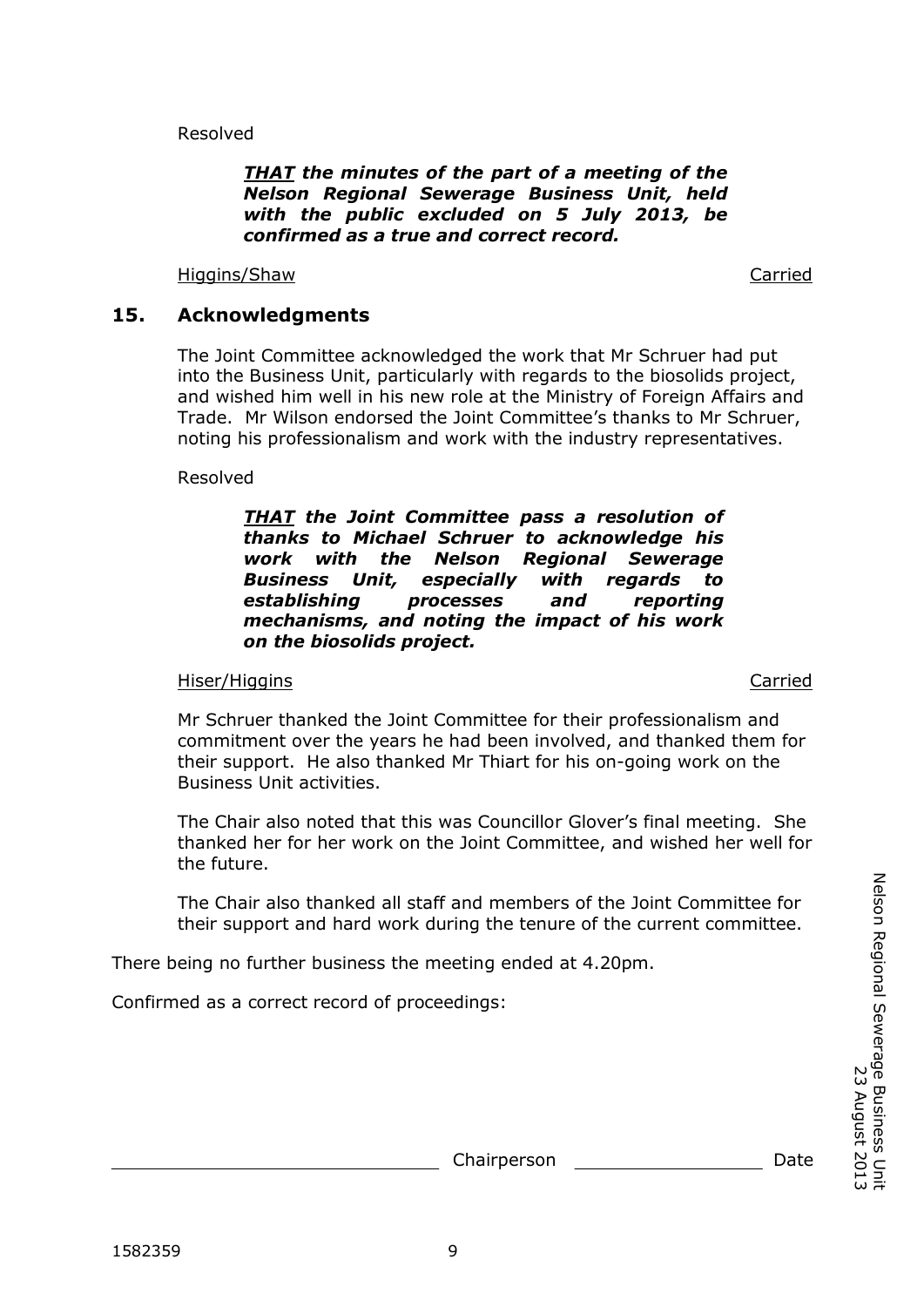Resolved

> ***<u>THAT</u> the minutes of the part of a meeting of the Nelson Regional Sewerage Business Unit, held with the public excluded on 5 July 2013, be confirmed as a true and correct record.***

<u>Higgins/Shaw</u> <u>Carried</u>

## 15. Acknowledgments

The Joint Committee acknowledged the work that Mr Schruer had put into the Business Unit, particularly with regards to the biosolids project, and wished him well in his new role at the Ministry of Foreign Affairs and Trade. Mr Wilson endorsed the Joint Committee's thanks to Mr Schruer, noting his professionalism and work with the industry representatives.

Resolved

> ***<u>THAT</u> the Joint Committee pass a resolution of thanks to Michael Schruer to acknowledge his work with the Nelson Regional Sewerage Business Unit, especially with regards to establishing processes and reporting mechanisms, and noting the impact of his work on the biosolids project.***

<u>Hiser/Higgins</u> <u>Carried</u>

Mr Schruer thanked the Joint Committee for their professionalism and commitment over the years he had been involved, and thanked them for their support. He also thanked Mr Thiart for his on-going work on the Business Unit activities.

The Chair also noted that this was Councillor Glover's final meeting. She thanked her for her work on the Joint Committee, and wished her well for the future.

The Chair also thanked all staff and members of the Joint Committee for their support and hard work during the tenure of the current committee.

There being no further business the meeting ended at 4.20pm.

Confirmed as a correct record of proceedings:

\_\_\_\_\_\_\_\_\_\_\_\_\_\_\_\_\_\_\_\_\_\_\_\_\_\_\_\_\_\_ Chairperson \_\_\_\_\_\_\_\_\_\_\_\_\_\_\_\_\_ Date